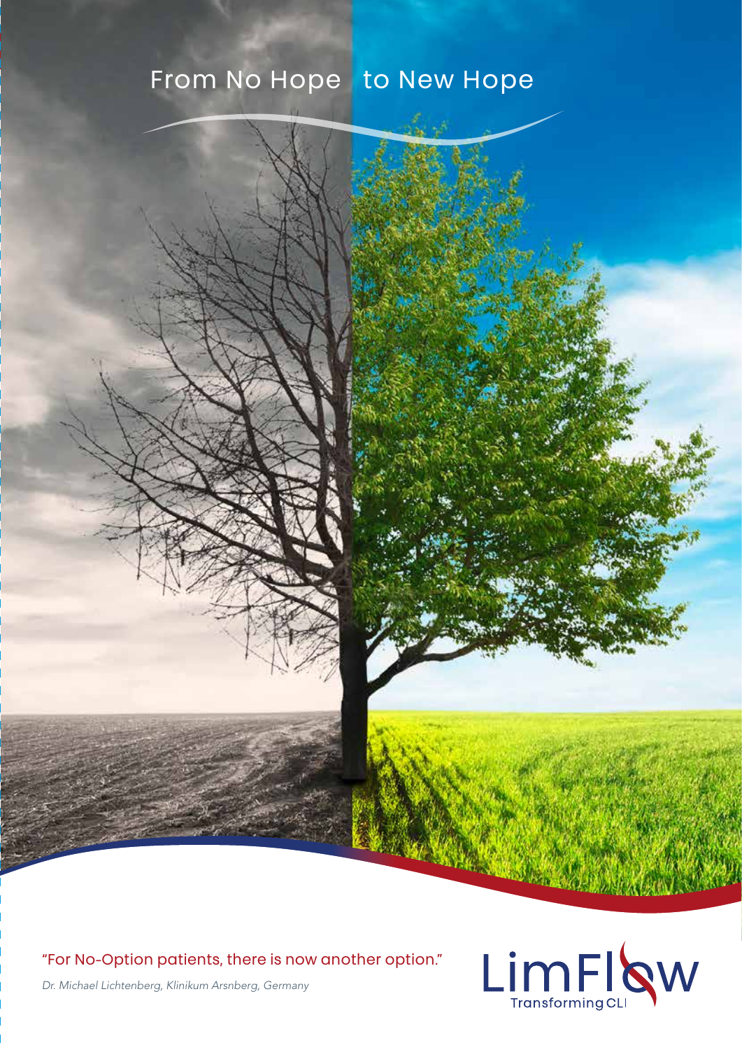# From No Hope to New Hope

"For No-Option patients, there is now another option."

*Dr. Michael Lichtenberg, Klinikum Arsnberg, Germany*

LimFlow
Transforming CLI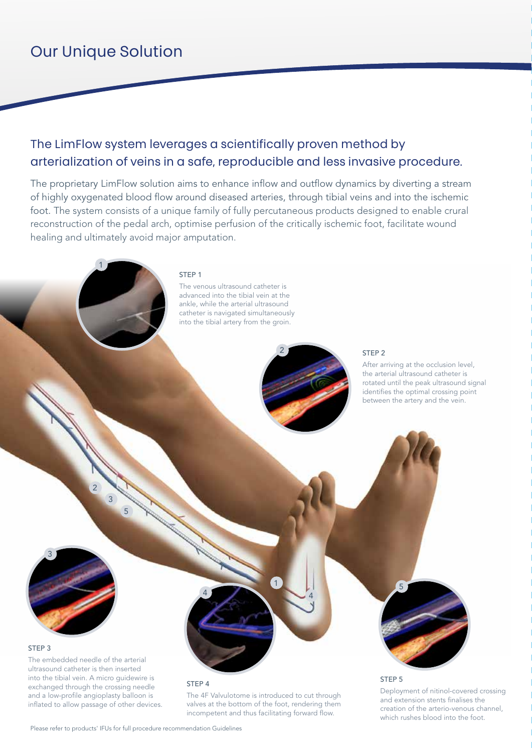# Our Unique Solution

## The LimFlow system leverages a scientifically proven method by arterialization of veins in a safe, reproducible and less invasive procedure.

The proprietary LimFlow solution aims to enhance inflow and outflow dynamics by diverting a stream of highly oxygenated blood flow around diseased arteries, through tibial veins and into the ischemic foot. The system consists of a unique family of fully percutaneous products designed to enable crural reconstruction of the pedal arch, optimise perfusion of the critically ischemic foot, facilitate wound healing and ultimately avoid major amputation.

### STEP 1

The venous ultrasound catheter is advanced into the tibial vein at the ankle, while the arterial ultrasound catheter is navigated simultaneously into the tibial artery from the groin.

### STEP 2

After arriving at the occlusion level, the arterial ultrasound catheter is rotated until the peak ultrasound signal identifies the optimal crossing point between the artery and the vein.

### STEP 3

The embedded needle of the arterial ultrasound catheter is then inserted into the tibial vein. A micro guidewire is exchanged through the crossing needle and a low-profile angioplasty balloon is inflated to allow passage of other devices.

### STEP 4

The 4F Valvulotome is introduced to cut through valves at the bottom of the foot, rendering them incompetent and thus facilitating forward flow.

### STEP 5

Deployment of nitinol-covered crossing and extension stents finalises the creation of the arterio-venous channel, which rushes blood into the foot.

Please refer to products' IFUs for full procedure recommendation Guidelines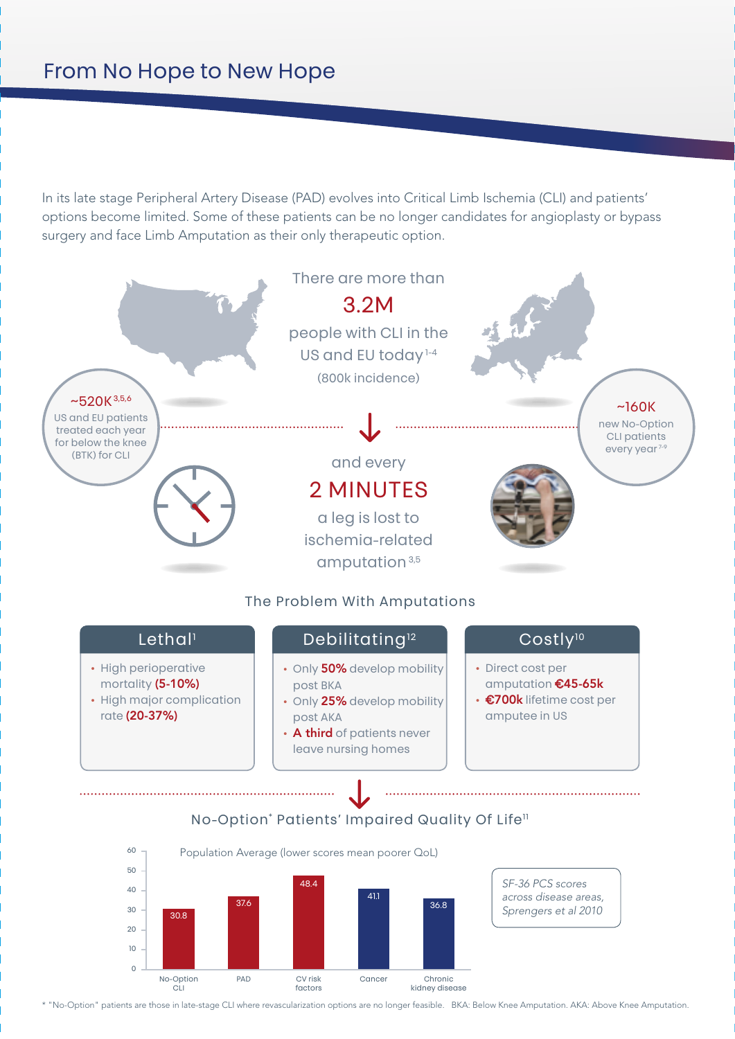# From No Hope to New Hope

In its late stage Peripheral Artery Disease (PAD) evolves into Critical Limb Ischemia (CLI) and patients' options become limited. Some of these patients can be no longer candidates for angioplasty or bypass surgery and face Limb Amputation as their only therapeutic option.

There are more than

**3.2M**

people with CLI in the US and EU today[1-4]

(800k incidence)

**~520K**[3,5,6]

US and EU patients treated each year for below the knee (BTK) for CLI

**~160K**

new No-Option CLI patients every year[7-9]

and every

**2 MINUTES**

a leg is lost to ischemia-related amputation[3,5]

## The Problem With Amputations

### Lethal[1]

- High perioperative mortality **(5-10%)**
- High major complication rate **(20-37%)**

### Debilitating[12]

- Only **50%** develop mobility post BKA
- Only **25%** develop mobility post AKA
- **A third** of patients never leave nursing homes

### Costly[10]

- Direct cost per amputation **€45-65k**
- **€700k** lifetime cost per amputee in US

## No-Option* Patients' Impaired Quality Of Life[11]

Population Average (lower scores mean poorer QoL)

| Condition | SF-36 PCS score |
|---|---|
| No-Option CLI | 30.8 |
| PAD | 37.6 |
| CV risk factors | 48.4 |
| Cancer | 41.1 |
| Chronic kidney disease | 36.8 |

*SF-36 PCS scores across disease areas, Sprengers et al 2010*

\* "No-Option" patients are those in late-stage CLI where revascularization options are no longer feasible. BKA: Below Knee Amputation. AKA: Above Knee Amputation.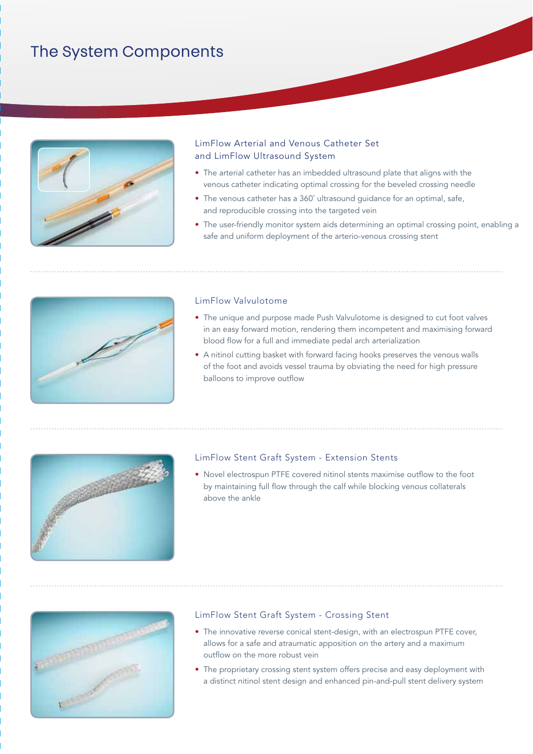# The System Components

## LimFlow Arterial and Venous Catheter Set and LimFlow Ultrasound System

- The arterial catheter has an imbedded ultrasound plate that aligns with the venous catheter indicating optimal crossing for the beveled crossing needle
- The venous catheter has a 360˚ ultrasound guidance for an optimal, safe, and reproducible crossing into the targeted vein
- The user-friendly monitor system aids determining an optimal crossing point, enabling a safe and uniform deployment of the arterio-venous crossing stent

## LimFlow Valvulotome

- The unique and purpose made Push Valvulotome is designed to cut foot valves in an easy forward motion, rendering them incompetent and maximising forward blood flow for a full and immediate pedal arch arterialization
- A nitinol cutting basket with forward facing hooks preserves the venous walls of the foot and avoids vessel trauma by obviating the need for high pressure balloons to improve outflow

## LimFlow Stent Graft System - Extension Stents

- Novel electrospun PTFE covered nitinol stents maximise outflow to the foot by maintaining full flow through the calf while blocking venous collaterals above the ankle

## LimFlow Stent Graft System - Crossing Stent

- The innovative reverse conical stent-design, with an electrospun PTFE cover, allows for a safe and atraumatic apposition on the artery and a maximum outflow on the more robust vein
- The proprietary crossing stent system offers precise and easy deployment with a distinct nitinol stent design and enhanced pin-and-pull stent delivery system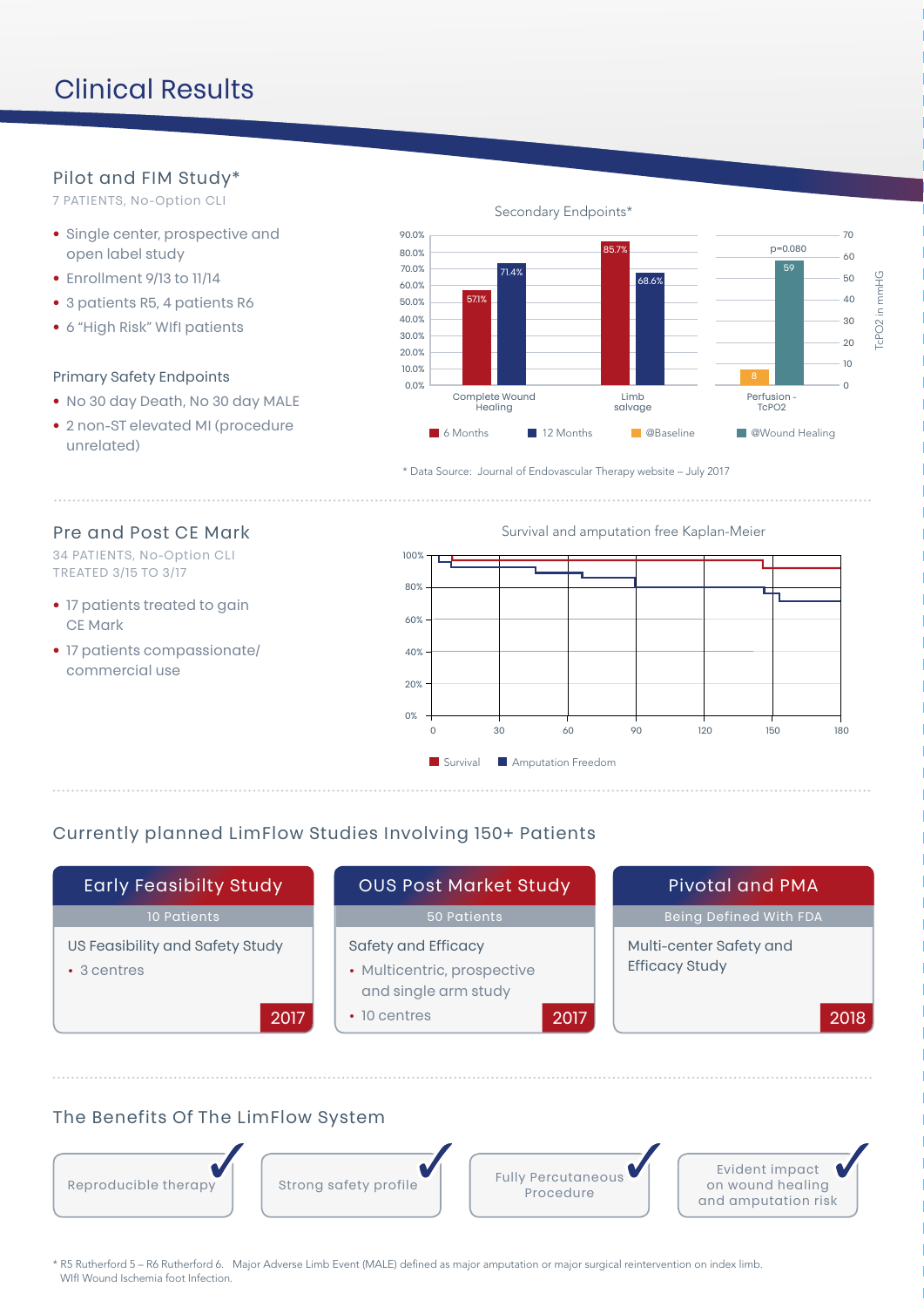# Clinical Results

## Pilot and FIM Study*

7 PATIENTS, No-Option CLI

- Single center, prospective and open label study
- Enrollment 9/13 to 11/14
- 3 patients R5, 4 patients R6
- 6 "High Risk" WIfI patients

### Primary Safety Endpoints

- No 30 day Death, No 30 day MALE
- 2 non-ST elevated MI (procedure unrelated)

Secondary Endpoints*

| | 6 Months | 12 Months |
|---|---|---|
| Complete Wound Healing | 57.1% | 71.4% |
| Limb salvage | 85.7% | 68.6% |

| Perfusion - TcPO2 (TcPO2 in mmHG) | @Baseline | @Wound Healing |
|---|---|---|
| p=0.080 | 8 | 59 |

\* Data Source: Journal of Endovascular Therapy website – July 2017

## Pre and Post CE Mark

34 PATIENTS, No-Option CLI
TREATED 3/15 TO 3/17

- 17 patients treated to gain CE Mark
- 17 patients compassionate/ commercial use

Survival and amputation free Kaplan-Meier

Survival / Amputation Freedom

## Currently planned LimFlow Studies Involving 150+ Patients

| Early Feasibilty Study | OUS Post Market Study | Pivotal and PMA |
|---|---|---|
| 10 Patients | 50 Patients | Being Defined With FDA |
| US Feasibility and Safety Study<br>• 3 centres | Safety and Efficacy<br>• Multicentric, prospective and single arm study<br>• 10 centres | Multi-center Safety and Efficacy Study |
| 2017 | 2017 | 2018 |

## The Benefits Of The LimFlow System

- Reproducible therapy ✔
- Strong safety profile ✔
- Fully Percutaneous Procedure ✔
- Evident impact on wound healing and amputation risk ✔

\* R5 Rutherford 5 – R6 Rutherford 6. Major Adverse Limb Event (MALE) defined as major amputation or major surgical reintervention on index limb. WIfI Wound Ischemia foot Infection.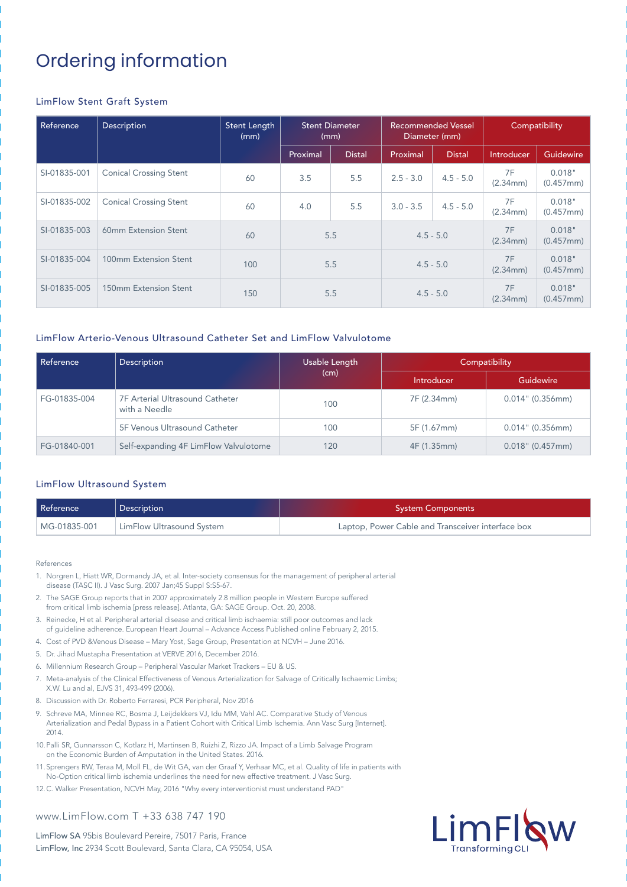# Ordering information

## LimFlow Stent Graft System

| Reference | Description | Stent Length (mm) | Stent Diameter (mm) | | Recommended Vessel Diameter (mm) | | Compatibility | |
|---|---|---|---|---|---|---|---|---|
| | | | Proximal | Distal | Proximal | Distal | Introducer | Guidewire |
| SI-01835-001 | Conical Crossing Stent | 60 | 3.5 | 5.5 | 2.5 - 3.0 | 4.5 - 5.0 | 7F (2.34mm) | 0.018" (0.457mm) |
| SI-01835-002 | Conical Crossing Stent | 60 | 4.0 | 5.5 | 3.0 - 3.5 | 4.5 - 5.0 | 7F (2.34mm) | 0.018" (0.457mm) |
| SI-01835-003 | 60mm Extension Stent | 60 | 5.5 | | 4.5 - 5.0 | | 7F (2.34mm) | 0.018" (0.457mm) |
| SI-01835-004 | 100mm Extension Stent | 100 | 5.5 | | 4.5 - 5.0 | | 7F (2.34mm) | 0.018" (0.457mm) |
| SI-01835-005 | 150mm Extension Stent | 150 | 5.5 | | 4.5 - 5.0 | | 7F (2.34mm) | 0.018" (0.457mm) |

## LimFlow Arterio-Venous Ultrasound Catheter Set and LimFlow Valvulotome

| Reference | Description | Usable Length (cm) | Compatibility | |
|---|---|---|---|---|
| | | | Introducer | Guidewire |
| FG-01835-004 | 7F Arterial Ultrasound Catheter with a Needle | 100 | 7F (2.34mm) | 0.014" (0.356mm) |
| | 5F Venous Ultrasound Catheter | 100 | 5F (1.67mm) | 0.014" (0.356mm) |
| FG-01840-001 | Self-expanding 4F LimFlow Valvulotome | 120 | 4F (1.35mm) | 0.018" (0.457mm) |

## LimFlow Ultrasound System

| Reference | Description | System Components |
|---|---|---|
| MG-01835-001 | LimFlow Ultrasound System | Laptop, Power Cable and Transceiver interface box |

References

1. Norgren L, Hiatt WR, Dormandy JA, et al. Inter-society consensus for the management of peripheral arterial disease (TASC II). J Vasc Surg. 2007 Jan;45 Suppl S:S5-67.
2. The SAGE Group reports that in 2007 approximately 2.8 million people in Western Europe suffered from critical limb ischemia [press release]. Atlanta, GA: SAGE Group. Oct. 20, 2008.
3. Reinecke, H et al. Peripheral arterial disease and critical limb ischaemia: still poor outcomes and lack of guideline adherence. European Heart Journal – Advance Access Published online February 2, 2015.
4. Cost of PVD &Venous Disease – Mary Yost, Sage Group, Presentation at NCVH – June 2016.
5. Dr. Jihad Mustapha Presentation at VERVE 2016, December 2016.
6. Millennium Research Group – Peripheral Vascular Market Trackers – EU & US.
7. Meta-analysis of the Clinical Effectiveness of Venous Arterialization for Salvage of Critically Ischaemic Limbs; X.W. Lu and al, EJVS 31, 493-499 (2006).
8. Discussion with Dr. Roberto Ferraresi, PCR Peripheral, Nov 2016
9. Schreve MA, Minnee RC, Bosma J, Leijdekkers VJ, Idu MM, Vahl AC. Comparative Study of Venous Arterialization and Pedal Bypass in a Patient Cohort with Critical Limb Ischemia. Ann Vasc Surg [Internet]. 2014.
10. Palli SR, Gunnarsson C, Kotlarz H, Martinsen B, Ruizhi Z, Rizzo JA. Impact of a Limb Salvage Program on the Economic Burden of Amputation in the United States. 2016.
11. Sprengers RW, Teraa M, Moll FL, de Wit GA, van der Graaf Y, Verhaar MC, et al. Quality of life in patients with No-Option critical limb ischemia underlines the need for new effective treatment. J Vasc Surg.
12. C. Walker Presentation, NCVH May, 2016 "Why every interventionist must understand PAD"

www.LimFlow.com T +33 638 747 190

**LimFlow SA** 95bis Boulevard Pereire, 75017 Paris, France
**LimFlow, Inc** 2934 Scott Boulevard, Santa Clara, CA 95054, USA

LimFlow
Transforming CLI